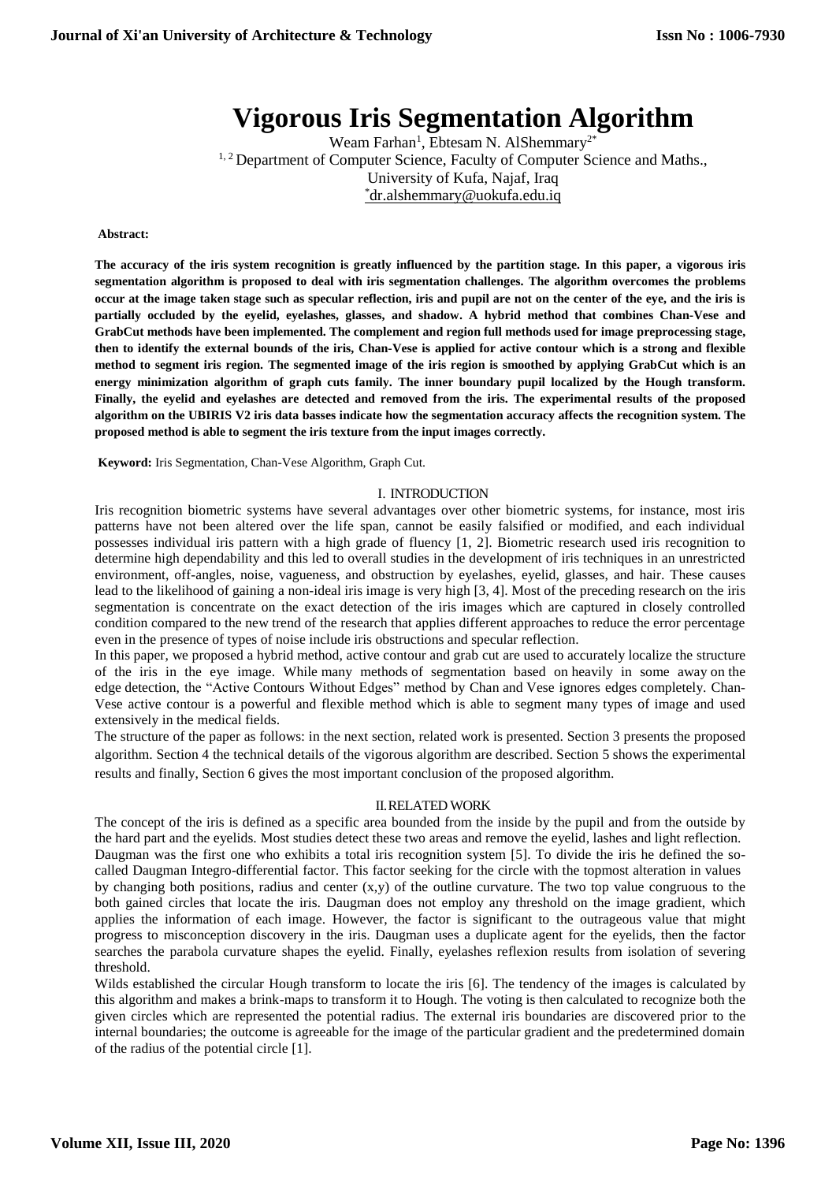# Vigorous Iris Segmentation Algorithm

Weam Farhan[1], Ebtesam N. AlShemmary[2*]

[1, 2] Department of Computer Science, Faculty of Computer Science and Maths., University of Kufa, Najaf, Iraq

[*]dr.alshemmary@uokufa.edu.iq

**Abstract:**

**The accuracy of the iris system recognition is greatly influenced by the partition stage. In this paper, a vigorous iris segmentation algorithm is proposed to deal with iris segmentation challenges. The algorithm overcomes the problems occur at the image taken stage such as specular reflection, iris and pupil are not on the center of the eye, and the iris is partially occluded by the eyelid, eyelashes, glasses, and shadow. A hybrid method that combines Chan-Vese and GrabCut methods have been implemented. The complement and region full methods used for image preprocessing stage, then to identify the external bounds of the iris, Chan-Vese is applied for active contour which is a strong and flexible method to segment iris region. The segmented image of the iris region is smoothed by applying GrabCut which is an energy minimization algorithm of graph cuts family. The inner boundary pupil localized by the Hough transform. Finally, the eyelid and eyelashes are detected and removed from the iris. The experimental results of the proposed algorithm on the UBIRIS V2 iris data basses indicate how the segmentation accuracy affects the recognition system. The proposed method is able to segment the iris texture from the input images correctly.**

**Keyword:** Iris Segmentation, Chan-Vese Algorithm, Graph Cut.

## I. INTRODUCTION

Iris recognition biometric systems have several advantages over other biometric systems, for instance, most iris patterns have not been altered over the life span, cannot be easily falsified or modified, and each individual possesses individual iris pattern with a high grade of fluency [1, 2]. Biometric research used iris recognition to determine high dependability and this led to overall studies in the development of iris techniques in an unrestricted environment, off-angles, noise, vagueness, and obstruction by eyelashes, eyelid, glasses, and hair. These causes lead to the likelihood of gaining a non-ideal iris image is very high [3, 4]. Most of the preceding research on the iris segmentation is concentrate on the exact detection of the iris images which are captured in closely controlled condition compared to the new trend of the research that applies different approaches to reduce the error percentage even in the presence of types of noise include iris obstructions and specular reflection.

In this paper, we proposed a hybrid method, active contour and grab cut are used to accurately localize the structure of the iris in the eye image. While many methods of segmentation based on heavily in some away on the edge detection, the "Active Contours Without Edges" method by Chan and Vese ignores edges completely. Chan-Vese active contour is a powerful and flexible method which is able to segment many types of image and used extensively in the medical fields.

The structure of the paper as follows: in the next section, related work is presented. Section 3 presents the proposed algorithm. Section 4 the technical details of the vigorous algorithm are described. Section 5 shows the experimental results and finally, Section 6 gives the most important conclusion of the proposed algorithm.

## II. RELATED WORK

The concept of the iris is defined as a specific area bounded from the inside by the pupil and from the outside by the hard part and the eyelids. Most studies detect these two areas and remove the eyelid, lashes and light reflection.

Daugman was the first one who exhibits a total iris recognition system [5]. To divide the iris he defined the so-called Daugman Integro-differential factor. This factor seeking for the circle with the topmost alteration in values by changing both positions, radius and center (x,y) of the outline curvature. The two top value congruous to the both gained circles that locate the iris. Daugman does not employ any threshold on the image gradient, which applies the information of each image. However, the factor is significant to the outrageous value that might progress to misconception discovery in the iris. Daugman uses a duplicate agent for the eyelids, then the factor searches the parabola curvature shapes the eyelid. Finally, eyelashes reflexion results from isolation of severing threshold.

Wilds established the circular Hough transform to locate the iris [6]. The tendency of the images is calculated by this algorithm and makes a brink-maps to transform it to Hough. The voting is then calculated to recognize both the given circles which are represented the potential radius. The external iris boundaries are discovered prior to the internal boundaries; the outcome is agreeable for the image of the particular gradient and the predetermined domain of the radius of the potential circle [1].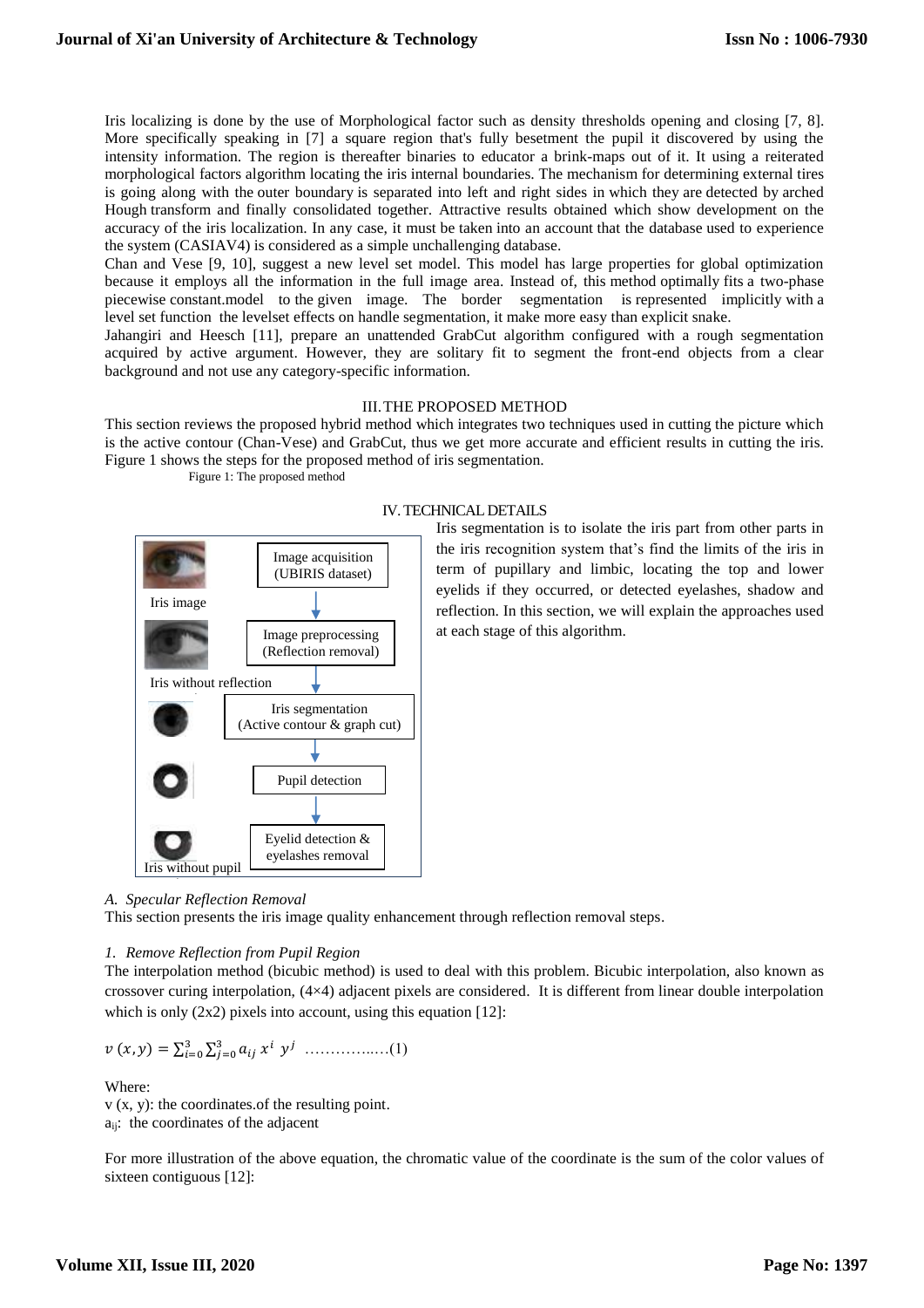Iris localizing is done by the use of Morphological factor such as density thresholds opening and closing [7, 8]. More specifically speaking in [7] a square region that's fully besetment the pupil it discovered by using the intensity information. The region is thereafter binaries to educator a brink-maps out of it. It using a reiterated morphological factors algorithm locating the iris internal boundaries. The mechanism for determining external tires is going along with the outer boundary is separated into left and right sides in which they are detected by arched Hough transform and finally consolidated together. Attractive results obtained which show development on the accuracy of the iris localization. In any case, it must be taken into an account that the database used to experience the system (CASIAV4) is considered as a simple unchallenging database.

Chan and Vese [9, 10], suggest a new level set model. This model has large properties for global optimization because it employs all the information in the full image area. Instead of, this method optimally fits a two-phase piecewise constant.model to the given image. The border segmentation is represented implicitly with a level set function the levelset effects on handle segmentation, it make more easy than explicit snake.

Jahangiri and Heesch [11], prepare an unattended GrabCut algorithm configured with a rough segmentation acquired by active argument. However, they are solitary fit to segment the front-end objects from a clear background and not use any category-specific information.

## III. THE PROPOSED METHOD

This section reviews the proposed hybrid method which integrates two techniques used in cutting the picture which is the active contour (Chan-Vese) and GrabCut, thus we get more accurate and efficient results in cutting the iris. Figure 1 shows the steps for the proposed method of iris segmentation.

Figure 1: The proposed method

Iris image — Image acquisition (UBIRIS dataset)
Iris without reflection — Image preprocessing (Reflection removal)
Iris segmentation (Active contour & graph cut)
Pupil detection
Iris without pupil — Eyelid detection & eyelashes removal

## IV. TECHNICAL DETAILS

Iris segmentation is to isolate the iris part from other parts in the iris recognition system that's find the limits of the iris in term of pupillary and limbic, locating the top and lower eyelids if they occurred, or detected eyelashes, shadow and reflection. In this section, we will explain the approaches used at each stage of this algorithm.

### *A. Specular Reflection Removal*

This section presents the iris image quality enhancement through reflection removal steps.

#### *1. Remove Reflection from Pupil Region*

The interpolation method (bicubic method) is used to deal with this problem. Bicubic interpolation, also known as crossover curing interpolation, (4×4) adjacent pixels are considered. It is different from linear double interpolation which is only (2x2) pixels into account, using this equation [12]:

$$v\,(x, y) = \sum_{i=0}^{3}\sum_{j=0}^{3} a_{ij}\, x^{i}\ y^{j} \quad \ldots\ldots\ldots\ldots\ldots(1)$$

Where:

v (x, y): the coordinates.of the resulting point.

$a_{ij}$: the coordinates of the adjacent

For more illustration of the above equation, the chromatic value of the coordinate is the sum of the color values of sixteen contiguous [12]: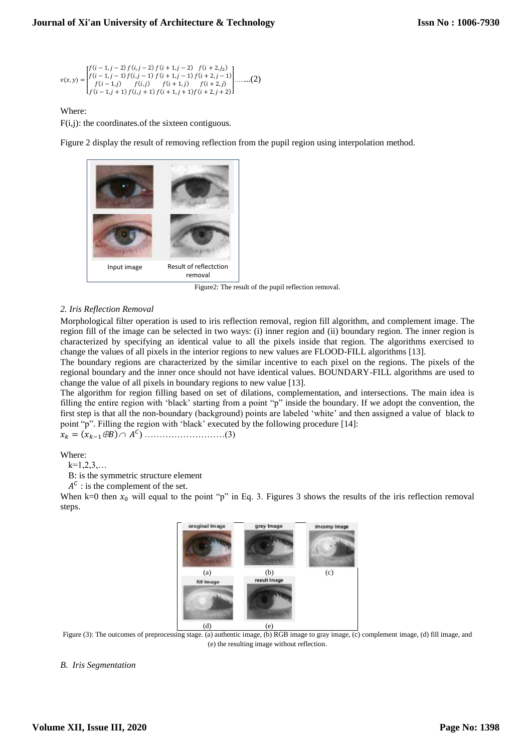$$v(x,y) = \begin{bmatrix} f(i-1,j-2) & f(i,j-2) & f(i+1,j-2) & f(i+2,j_2) \\ f(i-1,j-1) & f(i,j-1) & f(i+1,j-1) & f(i+2,j-1) \\ f(i-1,j) & f(i,j) & f(i+1,j) & f(i+2,j) \\ f(i-1,j+1) & f(i,j+1) & f(i+1,j+1) & f(i+2,j+2) \end{bmatrix} \text{.......}(2)$$

Where:

F(i,j): the coordinates.of the sixteen contiguous.

Figure 2 display the result of removing reflection from the pupil region using interpolation method.

Input image | Result of reflectction removal

Figure2: The result of the pupil reflection removal.

*2. Iris Reflection Removal*

Morphological filter operation is used to iris reflection removal, region fill algorithm, and complement image. The region fill of the image can be selected in two ways: (i) inner region and (ii) boundary region. The inner region is characterized by specifying an identical value to all the pixels inside that region. The algorithms exercised to change the values of all pixels in the interior regions to new values are FLOOD-FILL algorithms [13].

The boundary regions are characterized by the similar incentive to each pixel on the regions. The pixels of the regional boundary and the inner once should not have identical values. BOUNDARY-FILL algorithms are used to change the value of all pixels in boundary regions to new value [13].

The algorithm for region filling based on set of dilations, complementation, and intersections. The main idea is filling the entire region with 'black' starting from a point "p" inside the boundary. If we adopt the convention, the first step is that all the non-boundary (background) points are labeled 'white' and then assigned a value of black to point "p". Filling the region with 'black' executed by the following procedure [14]:

$x_k = (x_{k-1} \oplus B) \cap A^C)$ ………………………(3)

Where:

k=1,2,3,…

B: is the symmetric structure element

$A^C$ : is the complement of the set.

When k=0 then $x_0$ will equal to the point "p" in Eq. 3. Figures 3 shows the results of the iris reflection removal steps.

Figure (3): The outcomes of preprocessing stage. (a) authentic image, (b) RGB image to gray image, (c) complement image, (d) fill image, and (e) the resulting image without reflection.

*B. Iris Segmentation*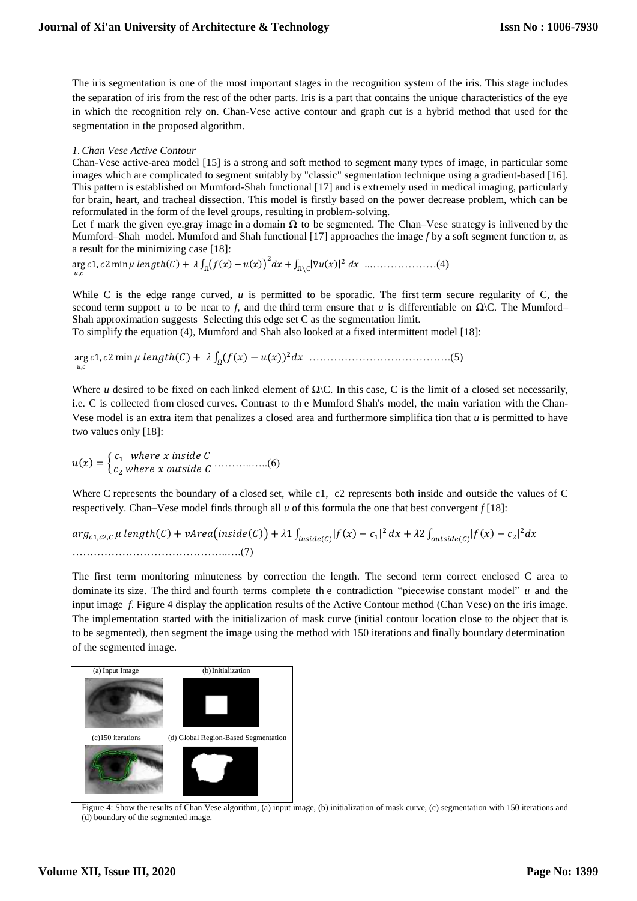The iris segmentation is one of the most important stages in the recognition system of the iris. This stage includes the separation of iris from the rest of the other parts. Iris is a part that contains the unique characteristics of the eye in which the recognition rely on. Chan-Vese active contour and graph cut is a hybrid method that used for the segmentation in the proposed algorithm.

*1. Chan Vese Active Contour*

Chan-Vese active-area model [15] is a strong and soft method to segment many types of image, in particular some images which are complicated to segment suitably by "classic" segmentation technique using a gradient-based [16]. This pattern is established on Mumford-Shah functional [17] and is extremely used in medical imaging, particularly for brain, heart, and tracheal dissection. This model is firstly based on the power decrease problem, which can be reformulated in the form of the level groups, resulting in problem-solving.

Let f mark the given eye.gray image in a domain $\Omega$ to be segmented. The Chan–Vese strategy is inlivened by the Mumford–Shah model. Mumford and Shah functional [17] approaches the image *f* by a soft segment function *u*, as a result for the minimizing case [18]:

$$\arg_{u,C} c1, c2 \min \mu \, length(C) + \lambda \int_{\Omega} \left(f(x) - u(x)\right)^2 dx + \int_{\Omega \setminus C} |\nabla u(x)|^2 \, dx \quad \text{....................(4)}$$

While C is the edge range curved, *u* is permitted to be sporadic. The first term secure regularity of C, the second term support *u* to be near to *f*, and the third term ensure that *u* is differentiable on $\Omega \setminus C$. The Mumford–Shah approximation suggests Selecting this edge set C as the segmentation limit.

To simplify the equation (4), Mumford and Shah also looked at a fixed intermittent model [18]:

$$\arg_{u,c} c1, c2 \min \mu \, length(C) + \lambda \int_{\Omega} (f(x) - u(x))^2 dx \quad \text{.......................................(5)}$$

Where *u* desired to be fixed on each linked element of $\Omega \setminus C$. In this case, C is the limit of a closed set necessarily, i.e. C is collected from closed curves. Contrast to th e Mumford Shah's model, the main variation with the Chan-Vese model is an extra item that penalizes a closed area and furthermore simplifica tion that *u* is permitted to have two values only [18]:

$$u(x) = \begin{cases} c_1 & where \ x \ inside \ C \\ c_2 & where \ x \ outside \ C \end{cases} \quad \text{..............(6)}$$

Where C represents the boundary of a closed set, while c1, c2 represents both inside and outside the values of C respectively. Chan–Vese model finds through all *u* of this formula the one that best convergent *f* [18]:

$$arg_{c1,c2,C} \, \mu \, length(C) + vArea\left(inside(C)\right) + \lambda 1 \int_{inside(C)} |f(x) - c_1|^2 \, dx + \lambda 2 \int_{outside(C)} |f(x) - c_2|^2 dx \quad \text{..............................................(7)}$$

The first term monitoring minuteness by correction the length. The second term correct enclosed C area to dominate its size. The third and fourth terms complete th e contradiction "piecewise constant model" *u* and the input image *f*. Figure 4 display the application results of the Active Contour method (Chan Vese) on the iris image. The implementation started with the initialization of mask curve (initial contour location close to the object that is to be segmented), then segment the image using the method with 150 iterations and finally boundary determination of the segmented image.

(a) Input Image (b) Initialization (c) 150 iterations (d) Global Region-Based Segmentation

Figure 4: Show the results of Chan Vese algorithm, (a) input image, (b) initialization of mask curve, (c) segmentation with 150 iterations and (d) boundary of the segmented image.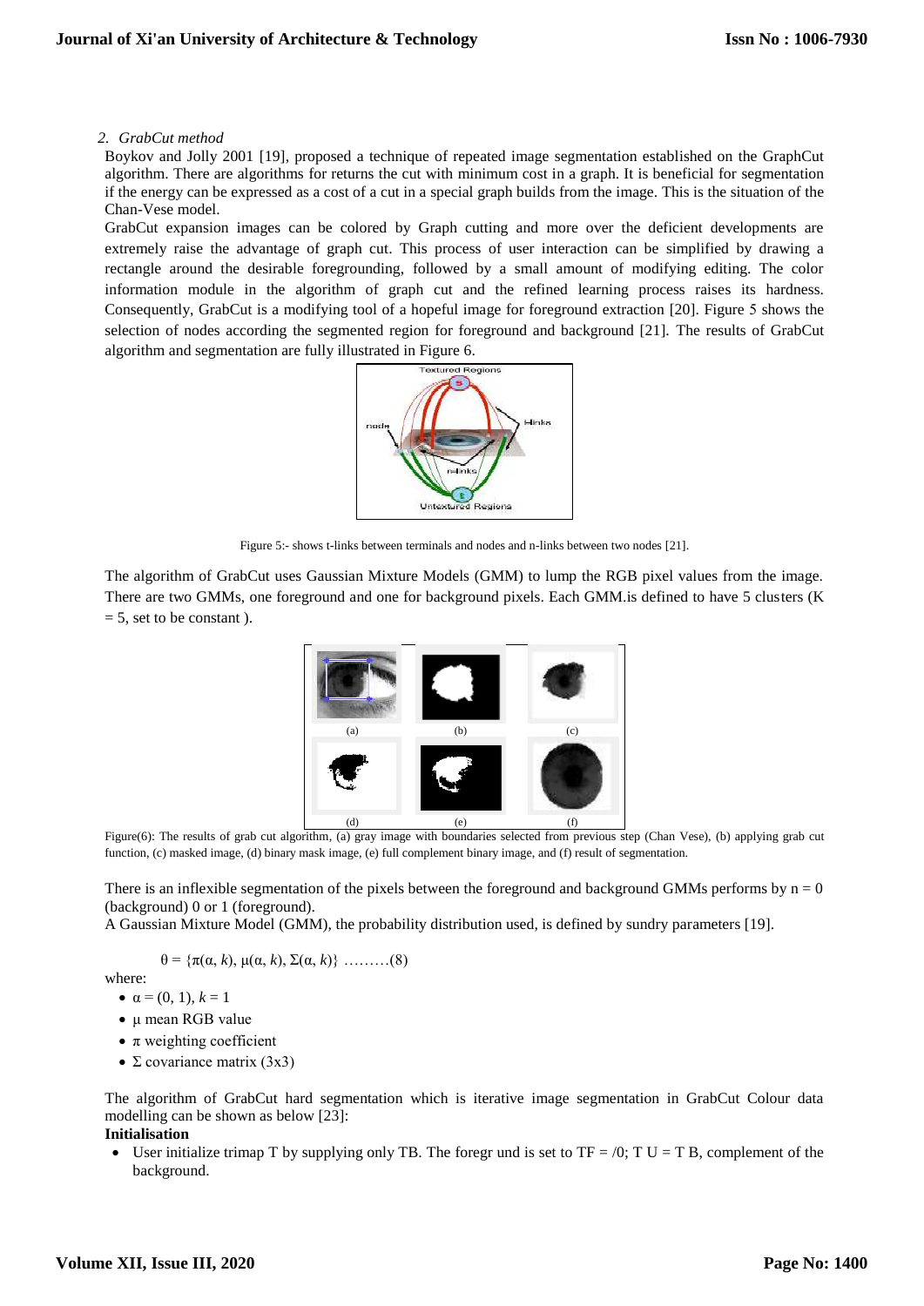*2. GrabCut method*

Boykov and Jolly 2001 [19], proposed a technique of repeated image segmentation established on the GraphCut algorithm. There are algorithms for returns the cut with minimum cost in a graph. It is beneficial for segmentation if the energy can be expressed as a cost of a cut in a special graph builds from the image. This is the situation of the Chan-Vese model.

GrabCut expansion images can be colored by Graph cutting and more over the deficient developments are extremely raise the advantage of graph cut. This process of user interaction can be simplified by drawing a rectangle around the desirable foregrounding, followed by a small amount of modifying editing. The color information module in the algorithm of graph cut and the refined learning process raises its hardness. Consequently, GrabCut is a modifying tool of a hopeful image for foreground extraction [20]. Figure 5 shows the selection of nodes according the segmented region for foreground and background [21]. The results of GrabCut algorithm and segmentation are fully illustrated in Figure 6.

Figure 5:- shows t-links between terminals and nodes and n-links between two nodes [21].

The algorithm of GrabCut uses Gaussian Mixture Models (GMM) to lump the RGB pixel values from the image. There are two GMMs, one foreground and one for background pixels. Each GMM.is defined to have 5 clusters (K = 5, set to be constant ).

Figure(6): The results of grab cut algorithm, (a) gray image with boundaries selected from previous step (Chan Vese), (b) applying grab cut function, (c) masked image, (d) binary mask image, (e) full complement binary image, and (f) result of segmentation.

There is an inflexible segmentation of the pixels between the foreground and background GMMs performs by n = 0 (background) 0 or 1 (foreground).

A Gaussian Mixture Model (GMM), the probability distribution used, is defined by sundry parameters [19].

$$\theta = \{\pi(\alpha, k), \mu(\alpha, k), \Sigma(\alpha, k)\} \quad \ldots\ldots\ldots(8)$$

where:

- $\alpha = (0, 1)$, $k = 1$
- $\mu$ mean RGB value
- $\pi$ weighting coefficient
- $\Sigma$ covariance matrix (3x3)

The algorithm of GrabCut hard segmentation which is iterative image segmentation in GrabCut Colour data modelling can be shown as below [23]:

**Initialisation**

- User initialize trimap T by supplying only TB. The foregr und is set to TF = /0; T U = T B, complement of the background.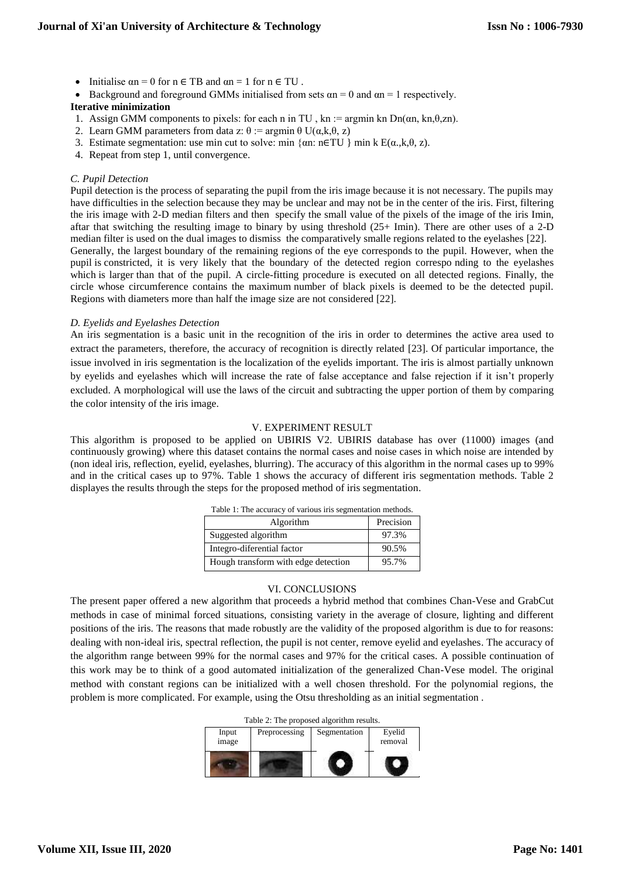- Initialise $\alpha_n = 0$ for $n \in T_B$ and $\alpha_n = 1$ for $n \in T_U$ .
- Background and foreground GMMs initialised from sets $\alpha_n = 0$ and $\alpha_n = 1$ respectively.

**Iterative minimization**

1. Assign GMM components to pixels: for each n in $T_U$ , $k_n := \arg\min_{k_n} D_n(\alpha_n, k_n, \theta, z_n)$.
2. Learn GMM parameters from data z: $\theta := \arg\min_{\theta} U(\alpha, k, \theta, z)$
3. Estimate segmentation: use min cut to solve: $\min_{\{\alpha_n : n \in T_U\}} \min_k E(\alpha, k, \theta, z)$.
4. Repeat from step 1, until convergence.

### *C. Pupil Detection*

Pupil detection is the process of separating the pupil from the iris image because it is not necessary. The pupils may have difficulties in the selection because they may be unclear and may not be in the center of the iris. First, filtering the iris image with 2-D median filters and then specify the small value of the pixels of the image of the iris Imin, aftar that switching the resulting image to binary by using threshold (25+ Imin). There are other uses of a 2-D median filter is used on the dual images to dismiss the comparatively smalle regions related to the eyelashes [22]. Generally, the largest boundary of the remaining regions of the eye corresponds to the pupil. However, when the pupil is constricted, it is very likely that the boundary of the detected region correspo nding to the eyelashes which is larger than that of the pupil. A circle-fitting procedure is executed on all detected regions. Finally, the circle whose circumference contains the maximum number of black pixels is deemed to be the detected pupil. Regions with diameters more than half the image size are not considered [22].

### *D. Eyelids and Eyelashes Detection*

An iris segmentation is a basic unit in the recognition of the iris in order to determines the active area used to extract the parameters, therefore, the accuracy of recognition is directly related [23]. Of particular importance, the issue involved in iris segmentation is the localization of the eyelids important. The iris is almost partially unknown by eyelids and eyelashes which will increase the rate of false acceptance and false rejection if it isn't properly excluded. A morphological will use the laws of the circuit and subtracting the upper portion of them by comparing the color intensity of the iris image.

## V. EXPERIMENT RESULT

This algorithm is proposed to be applied on UBIRIS V2. UBIRIS database has over (11000) images (and continuously growing) where this dataset contains the normal cases and noise cases in which noise are intended by (non ideal iris, reflection, eyelid, eyelashes, blurring). The accuracy of this algorithm in the normal cases up to 99% and in the critical cases up to 97%. Table 1 shows the accuracy of different iris segmentation methods. Table 2 displayes the results through the steps for the proposed method of iris segmentation.

Table 1: The accuracy of various iris segmentation methods.

| Algorithm | Precision |
|---|---|
| Suggested algorithm | 97.3% |
| Integro-diferential factor | 90.5% |
| Hough transform with edge detection | 95.7% |

## VI. CONCLUSIONS

The present paper offered a new algorithm that proceeds a hybrid method that combines Chan-Vese and GrabCut methods in case of minimal forced situations, consisting variety in the average of closure, lighting and different positions of the iris. The reasons that made robustly are the validity of the proposed algorithm is due to for reasons: dealing with non-ideal iris, spectral reflection, the pupil is not center, remove eyelid and eyelashes. The accuracy of the algorithm range between 99% for the normal cases and 97% for the critical cases. A possible continuation of this work may be to think of a good automated initialization of the generalized Chan-Vese model. The original method with constant regions can be initialized with a well chosen threshold. For the polynomial regions, the problem is more complicated. For example, using the Otsu thresholding as an initial segmentation .

Table 2: The proposed algorithm results.

| Input image | Preprocessing | Segmentation | Eyelid removal |
|---|---|---|---|
| | | | |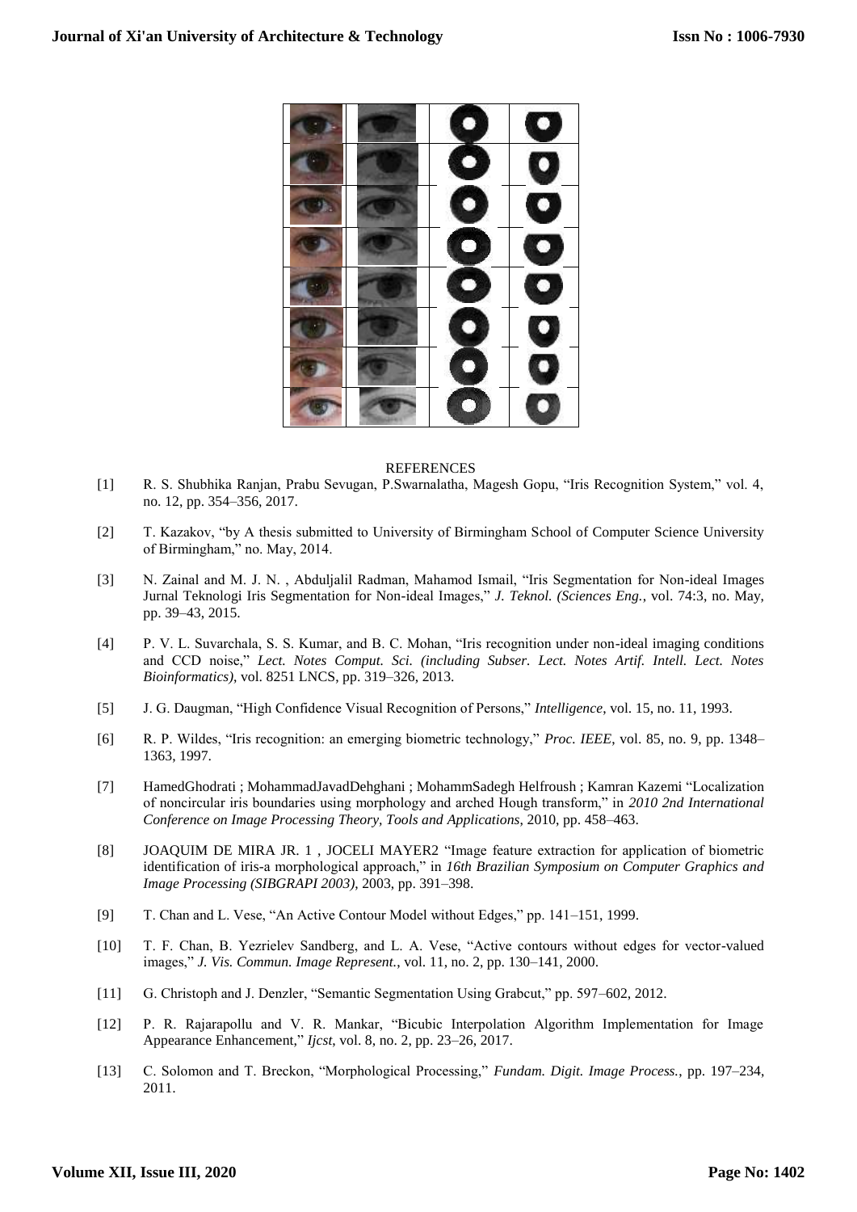REFERENCES

[1] R. S. Shubhika Ranjan, Prabu Sevugan, P.Swarnalatha, Magesh Gopu, "Iris Recognition System," vol. 4, no. 12, pp. 354–356, 2017.

[2] T. Kazakov, "by A thesis submitted to University of Birmingham School of Computer Science University of Birmingham," no. May, 2014.

[3] N. Zainal and M. J. N. , Abduljalil Radman, Mahamod Ismail, "Iris Segmentation for Non-ideal Images Jurnal Teknologi Iris Segmentation for Non-ideal Images," *J. Teknol. (Sciences Eng.*, vol. 74:3, no. May, pp. 39–43, 2015.

[4] P. V. L. Suvarchala, S. S. Kumar, and B. C. Mohan, "Iris recognition under non-ideal imaging conditions and CCD noise," *Lect. Notes Comput. Sci. (including Subser. Lect. Notes Artif. Intell. Lect. Notes Bioinformatics)*, vol. 8251 LNCS, pp. 319–326, 2013.

[5] J. G. Daugman, "High Confidence Visual Recognition of Persons," *Intelligence*, vol. 15, no. 11, 1993.

[6] R. P. Wildes, "Iris recognition: an emerging biometric technology," *Proc. IEEE*, vol. 85, no. 9, pp. 1348–1363, 1997.

[7] HamedGhodrati ; MohammadJavadDehghani ; MohammSadegh Helfroush ; Kamran Kazemi "Localization of noncircular iris boundaries using morphology and arched Hough transform," in *2010 2nd International Conference on Image Processing Theory, Tools and Applications*, 2010, pp. 458–463.

[8] JOAQUIM DE MIRA JR. 1 , JOCELI MAYER2 "Image feature extraction for application of biometric identification of iris-a morphological approach," in *16th Brazilian Symposium on Computer Graphics and Image Processing (SIBGRAPI 2003)*, 2003, pp. 391–398.

[9] T. Chan and L. Vese, "An Active Contour Model without Edges," pp. 141–151, 1999.

[10] T. F. Chan, B. Yezrielev Sandberg, and L. A. Vese, "Active contours without edges for vector-valued images," *J. Vis. Commun. Image Represent.*, vol. 11, no. 2, pp. 130–141, 2000.

[11] G. Christoph and J. Denzler, "Semantic Segmentation Using Grabcut," pp. 597–602, 2012.

[12] P. R. Rajarapollu and V. R. Mankar, "Bicubic Interpolation Algorithm Implementation for Image Appearance Enhancement," *Ijcst*, vol. 8, no. 2, pp. 23–26, 2017.

[13] C. Solomon and T. Breckon, "Morphological Processing," *Fundam. Digit. Image Process.*, pp. 197–234, 2011.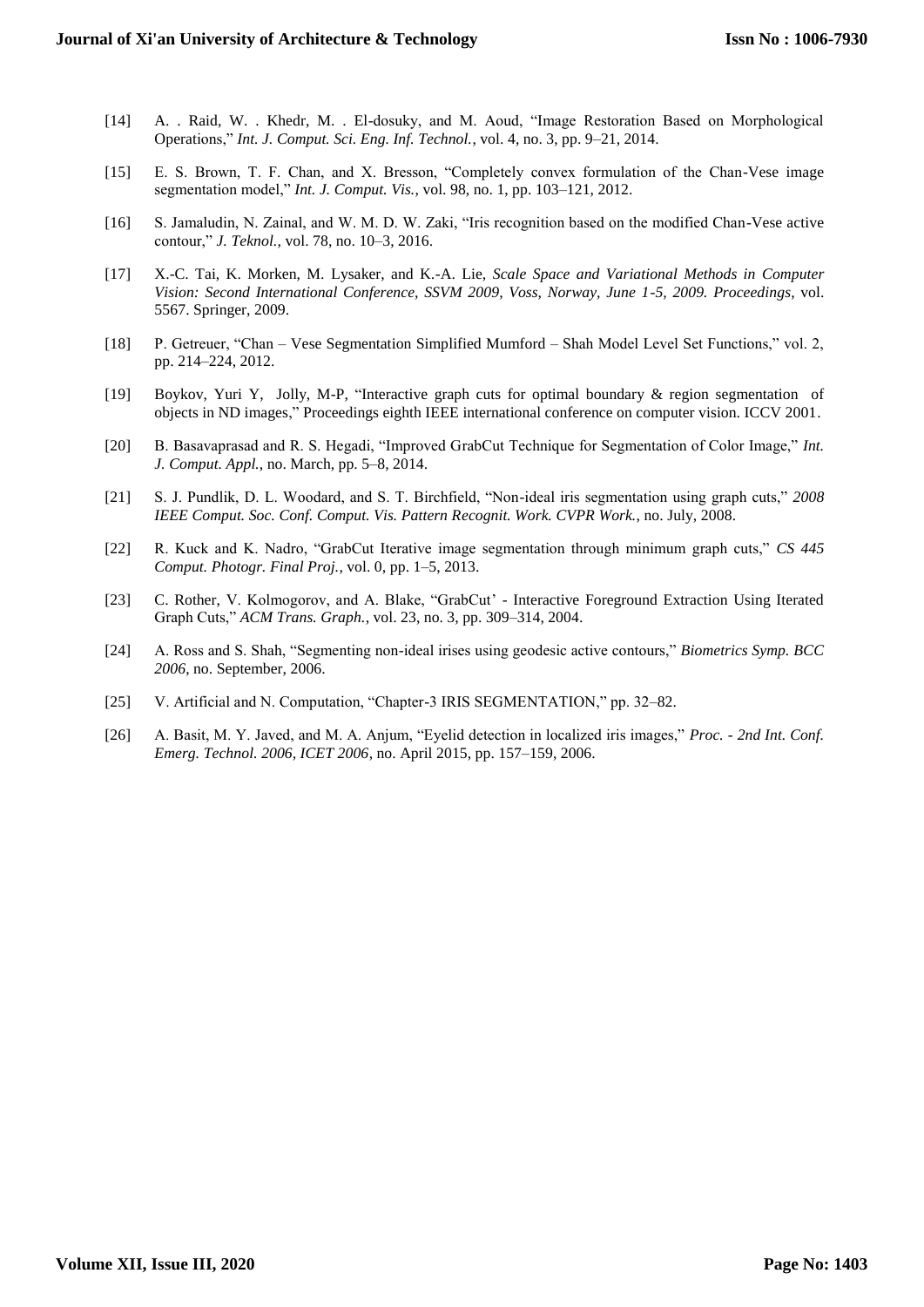[14] A. . Raid, W. . Khedr, M. . El-dosuky, and M. Aoud, "Image Restoration Based on Morphological Operations," *Int. J. Comput. Sci. Eng. Inf. Technol.*, vol. 4, no. 3, pp. 9–21, 2014.

[15] E. S. Brown, T. F. Chan, and X. Bresson, "Completely convex formulation of the Chan-Vese image segmentation model," *Int. J. Comput. Vis.*, vol. 98, no. 1, pp. 103–121, 2012.

[16] S. Jamaludin, N. Zainal, and W. M. D. W. Zaki, "Iris recognition based on the modified Chan-Vese active contour," *J. Teknol.*, vol. 78, no. 10–3, 2016.

[17] X.-C. Tai, K. Morken, M. Lysaker, and K.-A. Lie, *Scale Space and Variational Methods in Computer Vision: Second International Conference, SSVM 2009, Voss, Norway, June 1-5, 2009. Proceedings*, vol. 5567. Springer, 2009.

[18] P. Getreuer, "Chan – Vese Segmentation Simplified Mumford – Shah Model Level Set Functions," vol. 2, pp. 214–224, 2012.

[19] Boykov, Yuri Y, Jolly, M-P, "Interactive graph cuts for optimal boundary & region segmentation of objects in ND images," Proceedings eighth IEEE international conference on computer vision. ICCV 2001.

[20] B. Basavaprasad and R. S. Hegadi, "Improved GrabCut Technique for Segmentation of Color Image," *Int. J. Comput. Appl.*, no. March, pp. 5–8, 2014.

[21] S. J. Pundlik, D. L. Woodard, and S. T. Birchfield, "Non-ideal iris segmentation using graph cuts," *2008 IEEE Comput. Soc. Conf. Comput. Vis. Pattern Recognit. Work. CVPR Work.*, no. July, 2008.

[22] R. Kuck and K. Nadro, "GrabCut Iterative image segmentation through minimum graph cuts," *CS 445 Comput. Photogr. Final Proj.*, vol. 0, pp. 1–5, 2013.

[23] C. Rother, V. Kolmogorov, and A. Blake, "GrabCut' - Interactive Foreground Extraction Using Iterated Graph Cuts," *ACM Trans. Graph.*, vol. 23, no. 3, pp. 309–314, 2004.

[24] A. Ross and S. Shah, "Segmenting non-ideal irises using geodesic active contours," *Biometrics Symp. BCC 2006*, no. September, 2006.

[25] V. Artificial and N. Computation, "Chapter-3 IRIS SEGMENTATION," pp. 32–82.

[26] A. Basit, M. Y. Javed, and M. A. Anjum, "Eyelid detection in localized iris images," *Proc. - 2nd Int. Conf. Emerg. Technol. 2006, ICET 2006*, no. April 2015, pp. 157–159, 2006.